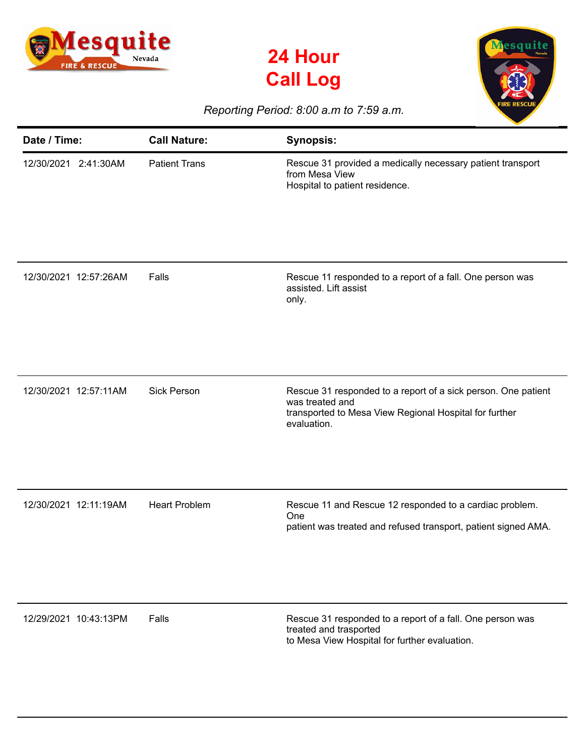# 24 Hour Call Log

*Reporting Period: 8:00 a.m to 7:59 a.m.*

| Date / Time: | Call Nature: | Synopsis: |
|---|---|---|
| 12/30/2021 2:41:30AM | Patient Trans | Rescue 31 provided a medically necessary patient transport from Mesa View Hospital to patient residence. |
| 12/30/2021 12:57:26AM | Falls | Rescue 11 responded to a report of a fall. One person was assisted. Lift assist only. |
| 12/30/2021 12:57:11AM | Sick Person | Rescue 31 responded to a report of a sick person. One patient was treated and transported to Mesa View Regional Hospital for further evaluation. |
| 12/30/2021 12:11:19AM | Heart Problem | Rescue 11 and Rescue 12 responded to a cardiac problem. One patient was treated and refused transport, patient signed AMA. |
| 12/29/2021 10:43:13PM | Falls | Rescue 31 responded to a report of a fall. One person was treated and trasported to Mesa View Hospital for further evaluation. |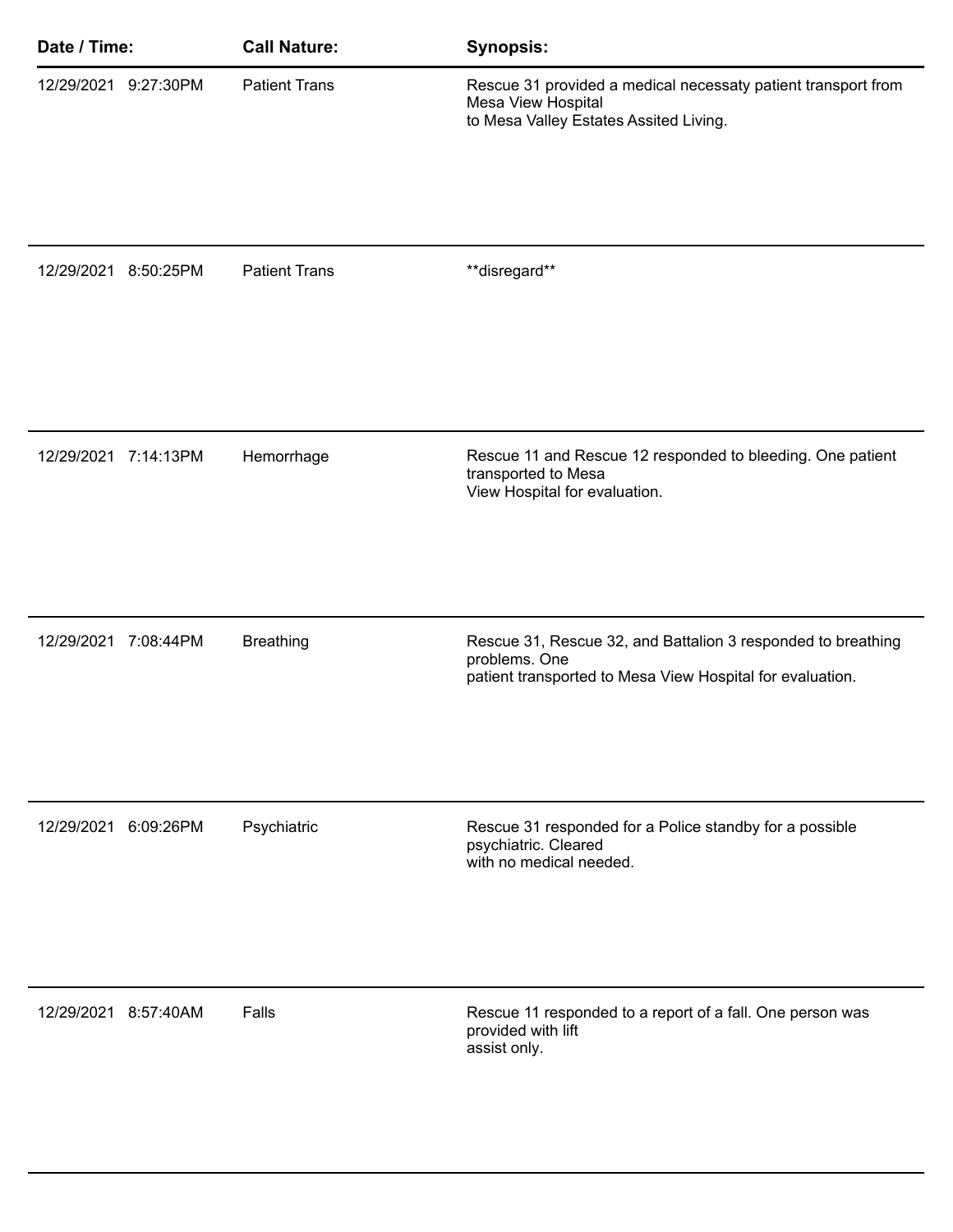| Date / Time: | Call Nature: | Synopsis: |
|---|---|---|
| 12/29/2021 9:27:30PM | Patient Trans | Rescue 31 provided a medical necessaty patient transport from Mesa View Hospital to Mesa Valley Estates Assited Living. |
| 12/29/2021 8:50:25PM | Patient Trans | **disregard** |
| 12/29/2021 7:14:13PM | Hemorrhage | Rescue 11 and Rescue 12 responded to bleeding. One patient transported to Mesa View Hospital for evaluation. |
| 12/29/2021 7:08:44PM | Breathing | Rescue 31, Rescue 32, and Battalion 3 responded to breathing problems. One patient transported to Mesa View Hospital for evaluation. |
| 12/29/2021 6:09:26PM | Psychiatric | Rescue 31 responded for a Police standby for a possible psychiatric. Cleared with no medical needed. |
| 12/29/2021 8:57:40AM | Falls | Rescue 11 responded to a report of a fall. One person was provided with lift assist only. |